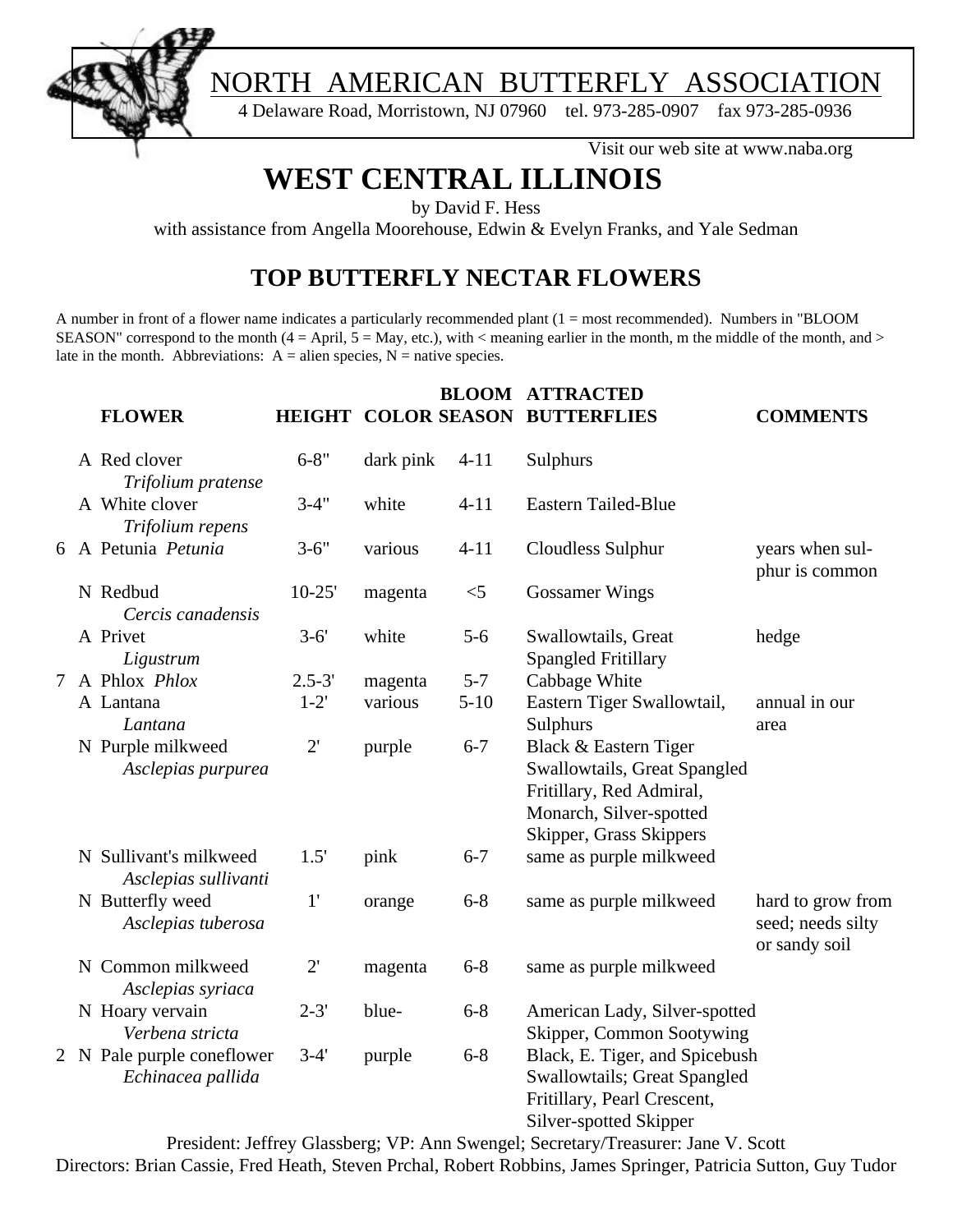# NORTH AMERICAN BUTTERFLY ASSOCIATION

4 Delaware Road, Morristown, NJ 07960 tel. 973-285-0907 fax 973-285-0936

Visit our web site at www.naba.org

# WEST CENTRAL ILLINOIS

by David F. Hess

with assistance from Angella Moorehouse, Edwin & Evelyn Franks, and Yale Sedman

## TOP BUTTERFLY NECTAR FLOWERS

A number in front of a flower name indicates a particularly recommended plant (1 = most recommended). Numbers in "BLOOM SEASON" correspond to the month (4 = April, 5 = May, etc.), with < meaning earlier in the month, m the middle of the month, and > late in the month. Abbreviations: A = alien species, N = native species.

| | | FLOWER | HEIGHT | COLOR | BLOOM SEASON | ATTRACTED BUTTERFLIES | COMMENTS |
|---|---|---|---|---|---|---|---|
| | A | Red clover *Trifolium pratense* | 6-8" | dark pink | 4-11 | Sulphurs | |
| | A | White clover *Trifolium repens* | 3-4" | white | 4-11 | Eastern Tailed-Blue | |
| 6 | A | Petunia *Petunia* | 3-6" | various | 4-11 | Cloudless Sulphur | years when sulphur is common |
| | N | Redbud *Cercis canadensis* | 10-25' | magenta | <5 | Gossamer Wings | |
| | A | Privet *Ligustrum* | 3-6' | white | 5-6 | Swallowtails, Great Spangled Fritillary | hedge |
| 7 | A | Phlox *Phlox* | 2.5-3' | magenta | 5-7 | Cabbage White | |
| | A | Lantana *Lantana* | 1-2' | various | 5-10 | Eastern Tiger Swallowtail, Sulphurs | annual in our area |
| | N | Purple milkweed *Asclepias purpurea* | 2' | purple | 6-7 | Black & Eastern Tiger Swallowtails, Great Spangled Fritillary, Red Admiral, Monarch, Silver-spotted Skipper, Grass Skippers | |
| | N | Sullivant's milkweed *Asclepias sullivanti* | 1.5' | pink | 6-7 | same as purple milkweed | |
| | N | Butterfly weed *Asclepias tuberosa* | 1' | orange | 6-8 | same as purple milkweed | hard to grow from seed; needs silty or sandy soil |
| | N | Common milkweed *Asclepias syriaca* | 2' | magenta | 6-8 | same as purple milkweed | |
| | N | Hoary vervain *Verbena stricta* | 2-3' | blue- | 6-8 | American Lady, Silver-spotted Skipper, Common Sootywing | |
| 2 | N | Pale purple coneflower *Echinacea pallida* | 3-4' | purple | 6-8 | Black, E. Tiger, and Spicebush Swallowtails; Great Spangled Fritillary, Pearl Crescent, Silver-spotted Skipper | |

President: Jeffrey Glassberg; VP: Ann Swengel; Secretary/Treasurer: Jane V. Scott
Directors: Brian Cassie, Fred Heath, Steven Prchal, Robert Robbins, James Springer, Patricia Sutton, Guy Tudor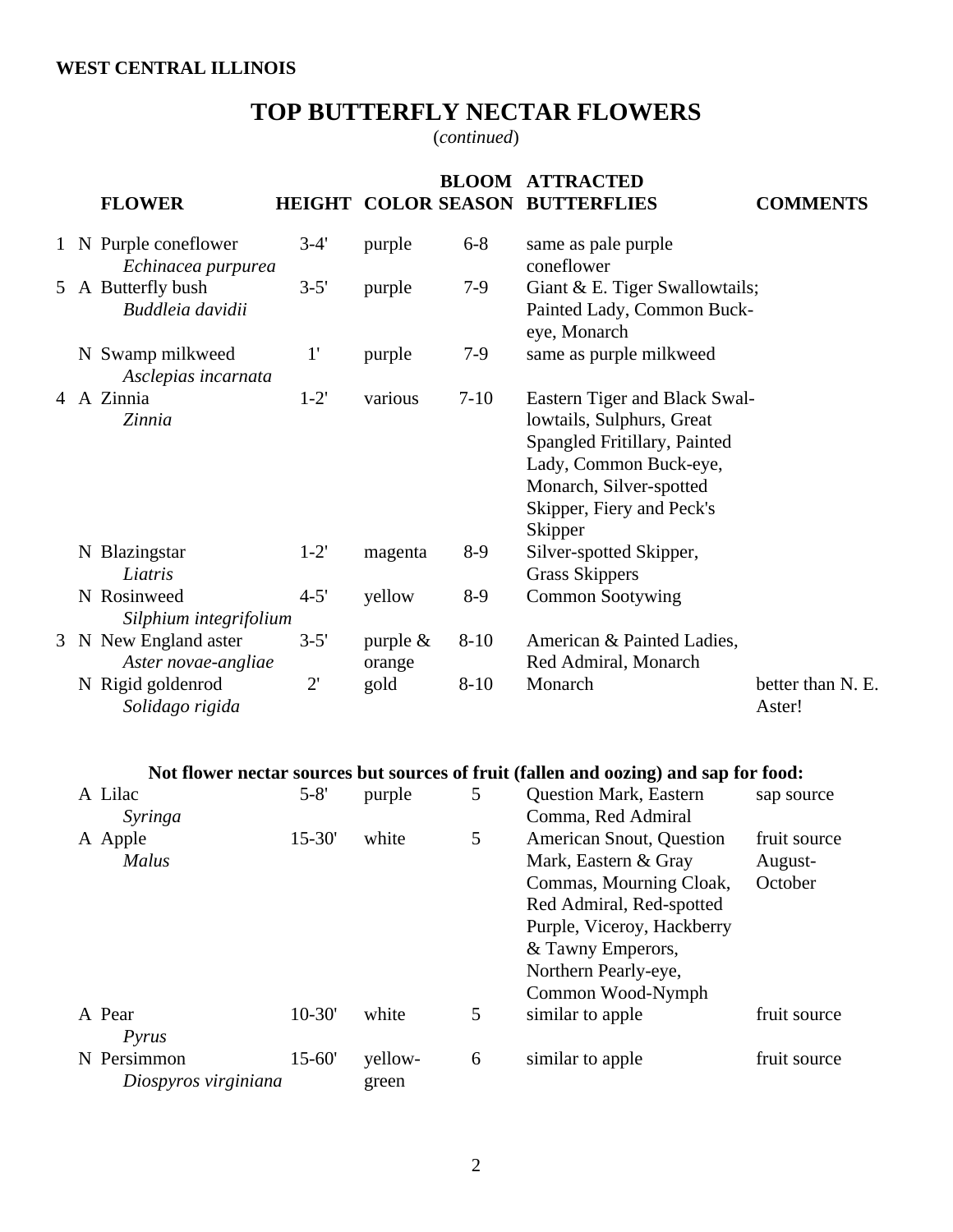**WEST CENTRAL ILLINOIS**

# TOP BUTTERFLY NECTAR FLOWERS

(*continued*)

| | | FLOWER | HEIGHT | COLOR | BLOOM SEASON | ATTRACTED BUTTERFLIES | COMMENTS |
|---|---|---|---|---|---|---|---|
| 1 | N | Purple coneflower *Echinacea purpurea* | 3-4' | purple | 6-8 | same as pale purple coneflower | |
| 5 | A | Butterfly bush *Buddleia davidii* | 3-5' | purple | 7-9 | Giant & E. Tiger Swallowtails; Painted Lady, Common Buck-eye, Monarch | |
| | N | Swamp milkweed *Asclepias incarnata* | 1' | purple | 7-9 | same as purple milkweed | |
| 4 | A | Zinnia *Zinnia* | 1-2' | various | 7-10 | Eastern Tiger and Black Swallowtails, Sulphurs, Great Spangled Fritillary, Painted Lady, Common Buck-eye, Monarch, Silver-spotted Skipper, Fiery and Peck's Skipper | |
| | N | Blazingstar *Liatris* | 1-2' | magenta | 8-9 | Silver-spotted Skipper, Grass Skippers | |
| | N | Rosinweed *Silphium integrifolium* | 4-5' | yellow | 8-9 | Common Sootywing | |
| 3 | N | New England aster *Aster novae-angliae* | 3-5' | purple & orange | 8-10 | American & Painted Ladies, Red Admiral, Monarch | |
| | N | Rigid goldenrod *Solidago rigida* | 2' | gold | 8-10 | Monarch | better than N. E. Aster! |

**Not flower nectar sources but sources of fruit (fallen and oozing) and sap for food:**

| | FLOWER | HEIGHT | COLOR | BLOOM SEASON | ATTRACTED BUTTERFLIES | COMMENTS |
|---|---|---|---|---|---|---|
| A | Lilac *Syringa* | 5-8' | purple | 5 | Question Mark, Eastern Comma, Red Admiral | sap source |
| A | Apple *Malus* | 15-30' | white | 5 | American Snout, Question Mark, Eastern & Gray Commas, Mourning Cloak, Red Admiral, Red-spotted Purple, Viceroy, Hackberry & Tawny Emperors, Northern Pearly-eye, Common Wood-Nymph | fruit source August-October |
| A | Pear *Pyrus* | 10-30' | white | 5 | similar to apple | fruit source |
| N | Persimmon *Diospyros virginiana* | 15-60' | yellow-green | 6 | similar to apple | fruit source |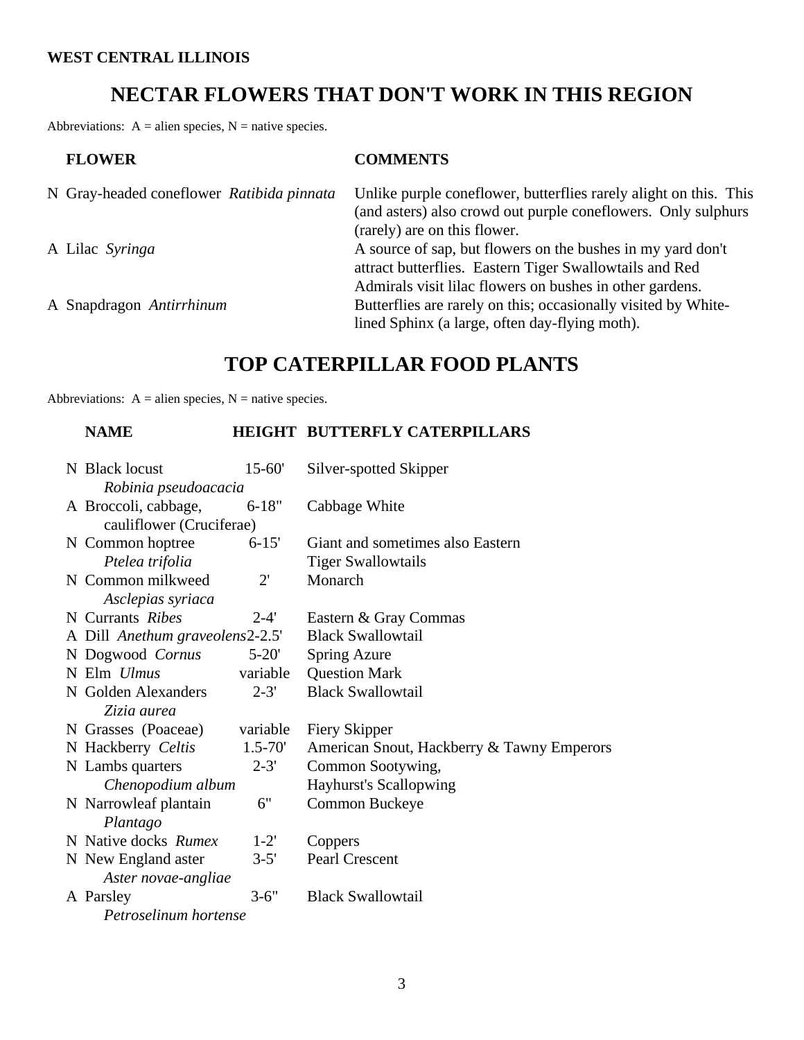**WEST CENTRAL ILLINOIS**

## NECTAR FLOWERS THAT DON'T WORK IN THIS REGION

Abbreviations: A = alien species, N = native species.

| | FLOWER | COMMENTS |
|---|---|---|
| N | Gray-headed coneflower *Ratibida pinnata* | Unlike purple coneflower, butterflies rarely alight on this. This (and asters) also crowd out purple coneflowers. Only sulphurs (rarely) are on this flower. |
| A | Lilac *Syringa* | A source of sap, but flowers on the bushes in my yard don't attract butterflies. Eastern Tiger Swallowtails and Red Admirals visit lilac flowers on bushes in other gardens. |
| A | Snapdragon *Antirrhinum* | Butterflies are rarely on this; occasionally visited by White-lined Sphinx (a large, often day-flying moth). |

## TOP CATERPILLAR FOOD PLANTS

Abbreviations: A = alien species, N = native species.

| | NAME | HEIGHT | BUTTERFLY CATERPILLARS |
|---|---|---|---|
| N | Black locust *Robinia pseudoacacia* | 15-60' | Silver-spotted Skipper |
| A | Broccoli, cabbage, cauliflower (Cruciferae) | 6-18" | Cabbage White |
| N | Common hoptree *Ptelea trifolia* | 6-15' | Giant and sometimes also Eastern Tiger Swallowtails |
| N | Common milkweed *Asclepias syriaca* | 2' | Monarch |
| N | Currants *Ribes* | 2-4' | Eastern & Gray Commas |
| A | Dill *Anethum graveolens* | 2-2.5' | Black Swallowtail |
| N | Dogwood *Cornus* | 5-20' | Spring Azure |
| N | Elm *Ulmus* | variable | Question Mark |
| N | Golden Alexanders *Zizia aurea* | 2-3' | Black Swallowtail |
| N | Grasses (Poaceae) | variable | Fiery Skipper |
| N | Hackberry *Celtis* | 1.5-70' | American Snout, Hackberry & Tawny Emperors |
| N | Lambs quarters *Chenopodium album* | 2-3' | Common Sootywing, Hayhurst's Scallopwing |
| N | Narrowleaf plantain *Plantago* | 6" | Common Buckeye |
| N | Native docks *Rumex* | 1-2' | Coppers |
| N | New England aster *Aster novae-angliae* | 3-5' | Pearl Crescent |
| A | Parsley *Petroselinum hortense* | 3-6" | Black Swallowtail |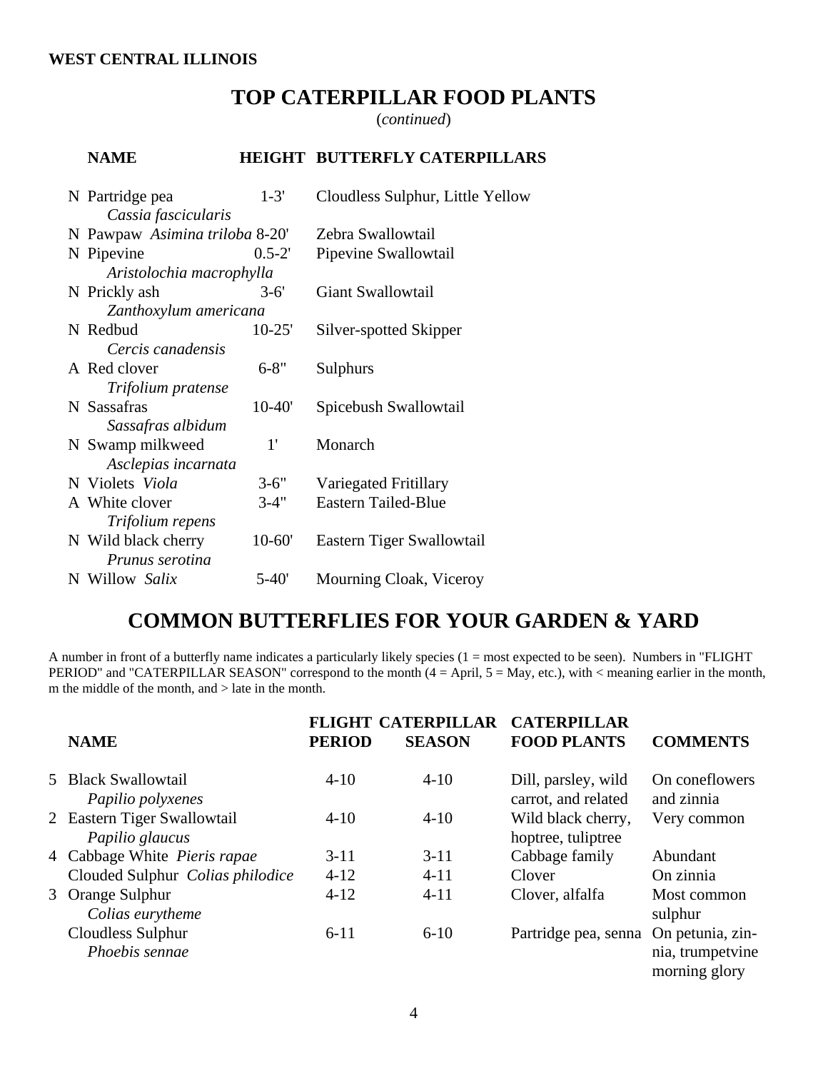**WEST CENTRAL ILLINOIS**

# TOP CATERPILLAR FOOD PLANTS

(*continued*)

| | NAME | HEIGHT | BUTTERFLY CATERPILLARS |
|---|---|---|---|
| N | Partridge pea *Cassia fascicularis* | 1-3' | Cloudless Sulphur, Little Yellow |
| N | Pawpaw *Asimina triloba* | 8-20' | Zebra Swallowtail |
| N | Pipevine *Aristolochia macrophylla* | 0.5-2' | Pipevine Swallowtail |
| N | Prickly ash *Zanthoxylum americana* | 3-6' | Giant Swallowtail |
| N | Redbud *Cercis canadensis* | 10-25' | Silver-spotted Skipper |
| A | Red clover *Trifolium pratense* | 6-8" | Sulphurs |
| N | Sassafras *Sassafras albidum* | 10-40' | Spicebush Swallowtail |
| N | Swamp milkweed *Asclepias incarnata* | 1' | Monarch |
| N | Violets *Viola* | 3-6" | Variegated Fritillary |
| A | White clover *Trifolium repens* | 3-4" | Eastern Tailed-Blue |
| N | Wild black cherry *Prunus serotina* | 10-60' | Eastern Tiger Swallowtail |
| N | Willow *Salix* | 5-40' | Mourning Cloak, Viceroy |

# COMMON BUTTERFLIES FOR YOUR GARDEN & YARD

A number in front of a butterfly name indicates a particularly likely species (1 = most expected to be seen). Numbers in "FLIGHT PERIOD" and "CATERPILLAR SEASON" correspond to the month (4 = April, 5 = May, etc.), with < meaning earlier in the month, m the middle of the month, and > late in the month.

| | NAME | FLIGHT PERIOD | CATERPILLAR SEASON | CATERPILLAR FOOD PLANTS | COMMENTS |
|---|---|---|---|---|---|
| 5 | Black Swallowtail *Papilio polyxenes* | 4-10 | 4-10 | Dill, parsley, wild carrot, and related | On coneflowers and zinnia |
| 2 | Eastern Tiger Swallowtail *Papilio glaucus* | 4-10 | 4-10 | Wild black cherry, hoptree, tuliptree | Very common |
| 4 | Cabbage White *Pieris rapae* | 3-11 | 3-11 | Cabbage family | Abundant |
| | Clouded Sulphur *Colias philodice* | 4-12 | 4-11 | Clover | On zinnia |
| 3 | Orange Sulphur *Colias eurytheme* | 4-12 | 4-11 | Clover, alfalfa | Most common sulphur |
| | Cloudless Sulphur *Phoebis sennae* | 6-11 | 6-10 | Partridge pea, senna | On petunia, zinnia, trumpetvine morning glory |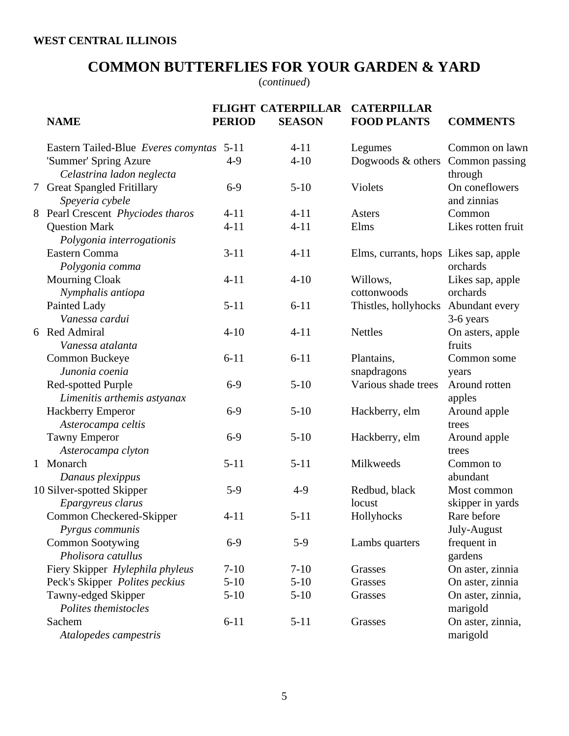**WEST CENTRAL ILLINOIS**

# COMMON BUTTERFLIES FOR YOUR GARDEN & YARD

(*continued*)

| | NAME | FLIGHT PERIOD | CATERPILLAR SEASON | CATERPILLAR FOOD PLANTS | COMMENTS |
|---|---|---|---|---|---|
| | Eastern Tailed-Blue *Everes comyntas* | 5-11 | 4-11 | Legumes | Common on lawn |
| | 'Summer' Spring Azure *Celastrina ladon neglecta* | 4-9 | 4-10 | Dogwoods & others | Common passing through |
| 7 | Great Spangled Fritillary *Speyeria cybele* | 6-9 | 5-10 | Violets | On coneflowers and zinnias |
| 8 | Pearl Crescent *Phyciodes tharos* | 4-11 | 4-11 | Asters | Common |
| | Question Mark *Polygonia interrogationis* | 4-11 | 4-11 | Elms | Likes rotten fruit |
| | Eastern Comma *Polygonia comma* | 3-11 | 4-11 | Elms, currants, hops | Likes sap, apple orchards |
| | Mourning Cloak *Nymphalis antiopa* | 4-11 | 4-10 | Willows, cottonwoods | Likes sap, apple orchards |
| | Painted Lady *Vanessa cardui* | 5-11 | 6-11 | Thistles, hollyhocks | Abundant every 3-6 years |
| 6 | Red Admiral *Vanessa atalanta* | 4-10 | 4-11 | Nettles | On asters, apple fruits |
| | Common Buckeye *Junonia coenia* | 6-11 | 6-11 | Plantains, snapdragons | Common some years |
| | Red-spotted Purple *Limenitis arthemis astyanax* | 6-9 | 5-10 | Various shade trees | Around rotten apples |
| | Hackberry Emperor *Asterocampa celtis* | 6-9 | 5-10 | Hackberry, elm | Around apple trees |
| | Tawny Emperor *Asterocampa clyton* | 6-9 | 5-10 | Hackberry, elm | Around apple trees |
| 1 | Monarch *Danaus plexippus* | 5-11 | 5-11 | Milkweeds | Common to abundant |
| 10 | Silver-spotted Skipper *Epargyreus clarus* | 5-9 | 4-9 | Redbud, black locust | Most common skipper in yards |
| | Common Checkered-Skipper *Pyrgus communis* | 4-11 | 5-11 | Hollyhocks | Rare before July-August |
| | Common Sootywing *Pholisora catullus* | 6-9 | 5-9 | Lambs quarters | frequent in gardens |
| | Fiery Skipper *Hylephila phyleus* | 7-10 | 7-10 | Grasses | On aster, zinnia |
| | Peck's Skipper *Polites peckius* | 5-10 | 5-10 | Grasses | On aster, zinnia |
| | Tawny-edged Skipper *Polites themistocles* | 5-10 | 5-10 | Grasses | On aster, zinnia, marigold |
| | Sachem *Atalopedes campestris* | 6-11 | 5-11 | Grasses | On aster, zinnia, marigold |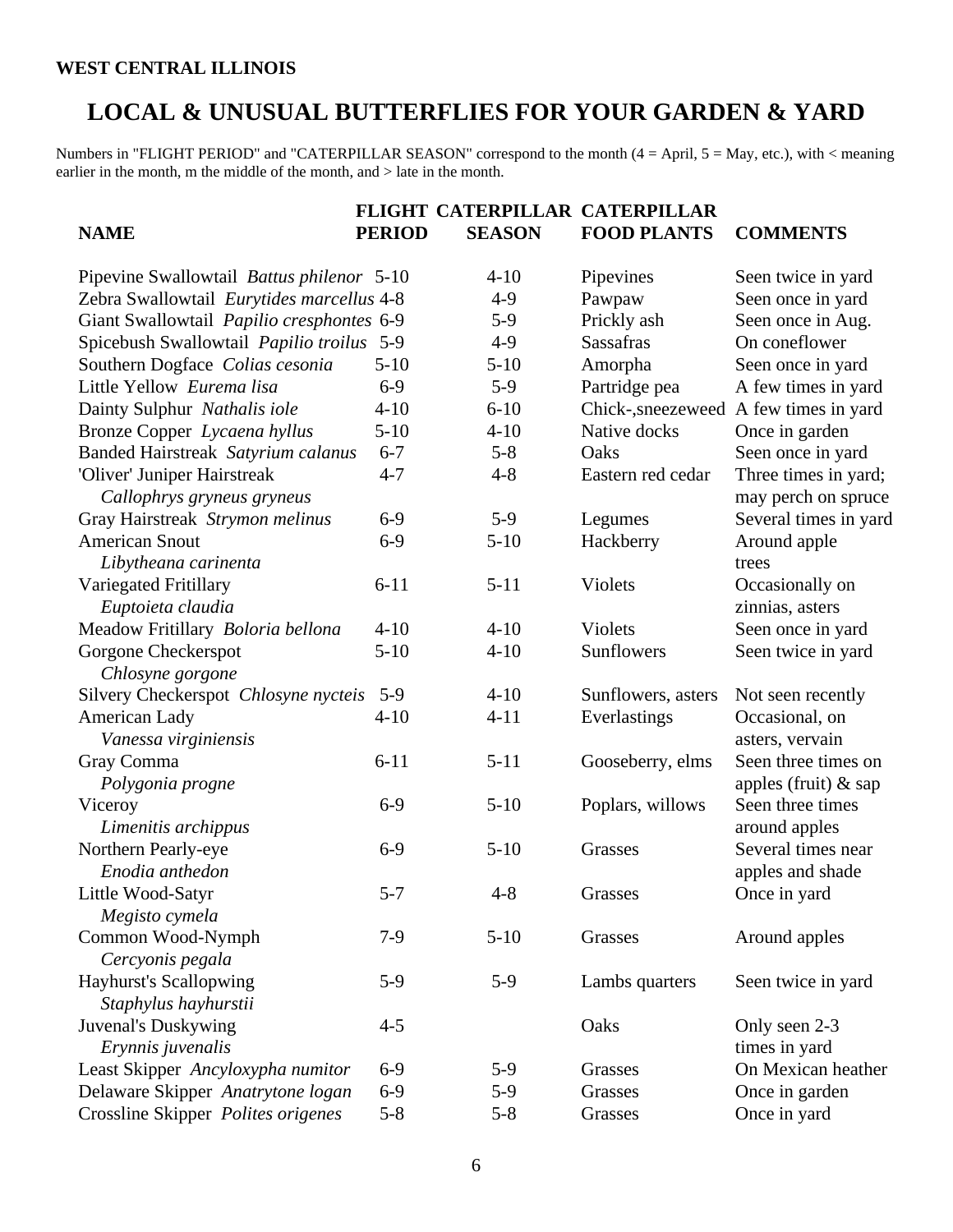**WEST CENTRAL ILLINOIS**

# LOCAL & UNUSUAL BUTTERFLIES FOR YOUR GARDEN & YARD

Numbers in "FLIGHT PERIOD" and "CATERPILLAR SEASON" correspond to the month (4 = April, 5 = May, etc.), with < meaning earlier in the month, m the middle of the month, and > late in the month.

| NAME | FLIGHT PERIOD | CATERPILLAR SEASON | CATERPILLAR FOOD PLANTS | COMMENTS |
|---|---|---|---|---|
| Pipevine Swallowtail *Battus philenor* | 5-10 | 4-10 | Pipevines | Seen twice in yard |
| Zebra Swallowtail *Eurytides marcellus* | 4-8 | 4-9 | Pawpaw | Seen once in yard |
| Giant Swallowtail *Papilio cresphontes* | 6-9 | 5-9 | Prickly ash | Seen once in Aug. |
| Spicebush Swallowtail *Papilio troilus* | 5-9 | 4-9 | Sassafras | On coneflower |
| Southern Dogface *Colias cesonia* | 5-10 | 5-10 | Amorpha | Seen once in yard |
| Little Yellow *Eurema lisa* | 6-9 | 5-9 | Partridge pea | A few times in yard |
| Dainty Sulphur *Nathalis iole* | 4-10 | 6-10 | Chick-,sneezeweed | A few times in yard |
| Bronze Copper *Lycaena hyllus* | 5-10 | 4-10 | Native docks | Once in garden |
| Banded Hairstreak *Satyrium calanus* | 6-7 | 5-8 | Oaks | Seen once in yard |
| 'Oliver' Juniper Hairstreak *Callophrys gryneus gryneus* | 4-7 | 4-8 | Eastern red cedar | Three times in yard; may perch on spruce |
| Gray Hairstreak *Strymon melinus* | 6-9 | 5-9 | Legumes | Several times in yard |
| American Snout *Libytheana carinenta* | 6-9 | 5-10 | Hackberry | Around apple trees |
| Variegated Fritillary *Euptoieta claudia* | 6-11 | 5-11 | Violets | Occasionally on zinnias, asters |
| Meadow Fritillary *Boloria bellona* | 4-10 | 4-10 | Violets | Seen once in yard |
| Gorgone Checkerspot *Chlosyne gorgone* | 5-10 | 4-10 | Sunflowers | Seen twice in yard |
| Silvery Checkerspot *Chlosyne nycteis* | 5-9 | 4-10 | Sunflowers, asters | Not seen recently |
| American Lady *Vanessa virginiensis* | 4-10 | 4-11 | Everlastings | Occasional, on asters, vervain |
| Gray Comma *Polygonia progne* | 6-11 | 5-11 | Gooseberry, elms | Seen three times on apples (fruit) & sap |
| Viceroy *Limenitis archippus* | 6-9 | 5-10 | Poplars, willows | Seen three times around apples |
| Northern Pearly-eye *Enodia anthedon* | 6-9 | 5-10 | Grasses | Several times near apples and shade |
| Little Wood-Satyr *Megisto cymela* | 5-7 | 4-8 | Grasses | Once in yard |
| Common Wood-Nymph *Cercyonis pegala* | 7-9 | 5-10 | Grasses | Around apples |
| Hayhurst's Scallopwing *Staphylus hayhurstii* | 5-9 | 5-9 | Lambs quarters | Seen twice in yard |
| Juvenal's Duskywing *Erynnis juvenalis* | 4-5 | | Oaks | Only seen 2-3 times in yard |
| Least Skipper *Ancyloxypha numitor* | 6-9 | 5-9 | Grasses | On Mexican heather |
| Delaware Skipper *Anatrytone logan* | 6-9 | 5-9 | Grasses | Once in garden |
| Crossline Skipper *Polites origenes* | 5-8 | 5-8 | Grasses | Once in yard |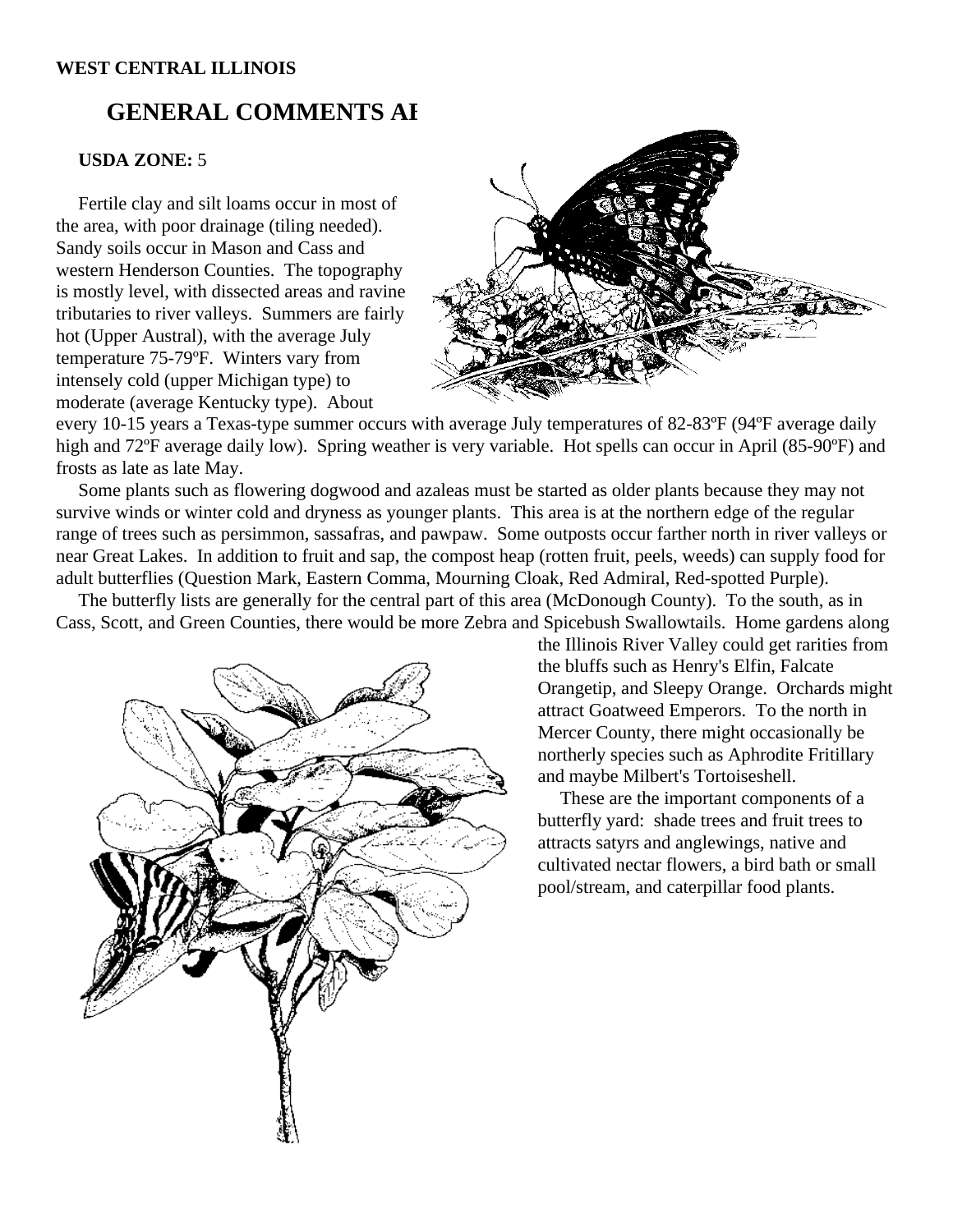**WEST CENTRAL ILLINOIS**

## GENERAL COMMENTS AI

**USDA ZONE:** 5

Fertile clay and silt loams occur in most of the area, with poor drainage (tiling needed). Sandy soils occur in Mason and Cass and western Henderson Counties. The topography is mostly level, with dissected areas and ravine tributaries to river valleys. Summers are fairly hot (Upper Austral), with the average July temperature 75-79ºF. Winters vary from intensely cold (upper Michigan type) to moderate (average Kentucky type). About every 10-15 years a Texas-type summer occurs with average July temperatures of 82-83ºF (94ºF average daily high and 72ºF average daily low). Spring weather is very variable. Hot spells can occur in April (85-90ºF) and frosts as late as late May.

Some plants such as flowering dogwood and azaleas must be started as older plants because they may not survive winds or winter cold and dryness as younger plants. This area is at the northern edge of the regular range of trees such as persimmon, sassafras, and pawpaw. Some outposts occur farther north in river valleys or near Great Lakes. In addition to fruit and sap, the compost heap (rotten fruit, peels, weeds) can supply food for adult butterflies (Question Mark, Eastern Comma, Mourning Cloak, Red Admiral, Red-spotted Purple).

The butterfly lists are generally for the central part of this area (McDonough County). To the south, as in Cass, Scott, and Green Counties, there would be more Zebra and Spicebush Swallowtails. Home gardens along the Illinois River Valley could get rarities from the bluffs such as Henry's Elfin, Falcate Orangetip, and Sleepy Orange. Orchards might attract Goatweed Emperors. To the north in Mercer County, there might occasionally be northerly species such as Aphrodite Fritillary and maybe Milbert's Tortoiseshell.

These are the important components of a butterfly yard: shade trees and fruit trees to attracts satyrs and anglewings, native and cultivated nectar flowers, a bird bath or small pool/stream, and caterpillar food plants.